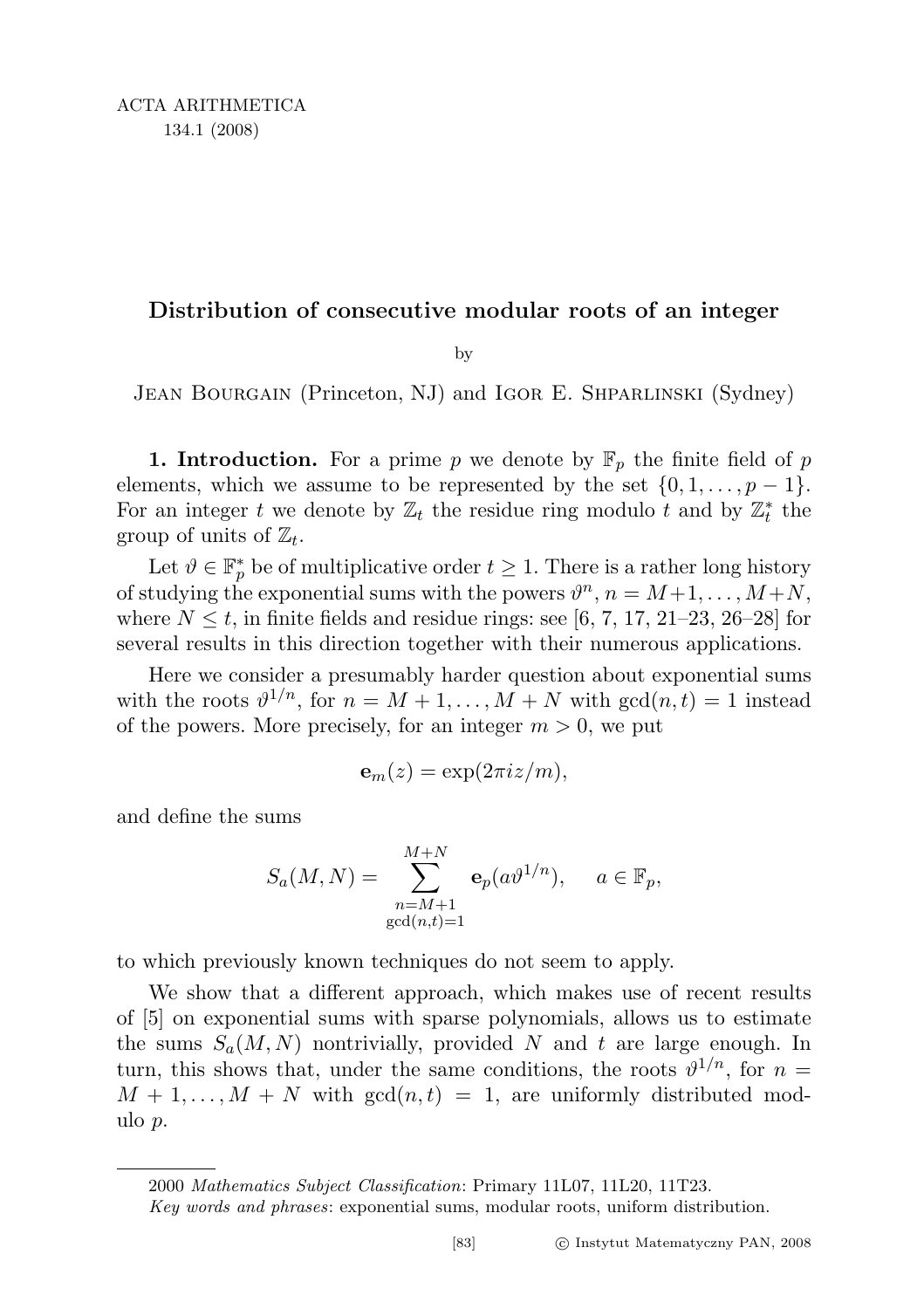# Distribution of consecutive modular roots of an integer

by

Jean Bourgain (Princeton, NJ) and Igor E. Shparlinski (Sydney)

**1. Introduction.** For a prime $p$ we denote by $\mathbb{F}_p$ the finite field of $p$ elements, which we assume to be represented by the set $\{0, 1, \ldots, p-1\}$. For an integer $t$ we denote by $\mathbb{Z}_t$ the residue ring modulo $t$ and by $\mathbb{Z}_t^*$ the group of units of $\mathbb{Z}_t$.

Let $\vartheta \in \mathbb{F}_p^*$ be of multiplicative order $t \geq 1$. There is a rather long history of studying the exponential sums with the powers $\vartheta^n$, $n = M+1, \ldots, M+N$, where $N \leq t$, in finite fields and residue rings: see [6, 7, 17, 21–23, 26–28] for several results in this direction together with their numerous applications.

Here we consider a presumably harder question about exponential sums with the roots $\vartheta^{1/n}$, for $n = M+1, \ldots, M+N$ with $\gcd(n,t) = 1$ instead of the powers. More precisely, for an integer $m > 0$, we put

$$\mathbf{e}_m(z) = \exp(2\pi i z/m),$$

and define the sums

$$S_a(M,N) = \sum_{\substack{n=M+1 \\ \gcd(n,t)=1}}^{M+N} \mathbf{e}_p(a\vartheta^{1/n}), \qquad a \in \mathbb{F}_p,$$

to which previously known techniques do not seem to apply.

We show that a different approach, which makes use of recent results of [5] on exponential sums with sparse polynomials, allows us to estimate the sums $S_a(M,N)$ nontrivially, provided $N$ and $t$ are large enough. In turn, this shows that, under the same conditions, the roots $\vartheta^{1/n}$, for $n = M+1, \ldots, M+N$ with $\gcd(n,t) = 1$, are uniformly distributed modulo $p$.

2000 *Mathematics Subject Classification*: Primary 11L07, 11L20, 11T23.

*Key words and phrases*: exponential sums, modular roots, uniform distribution.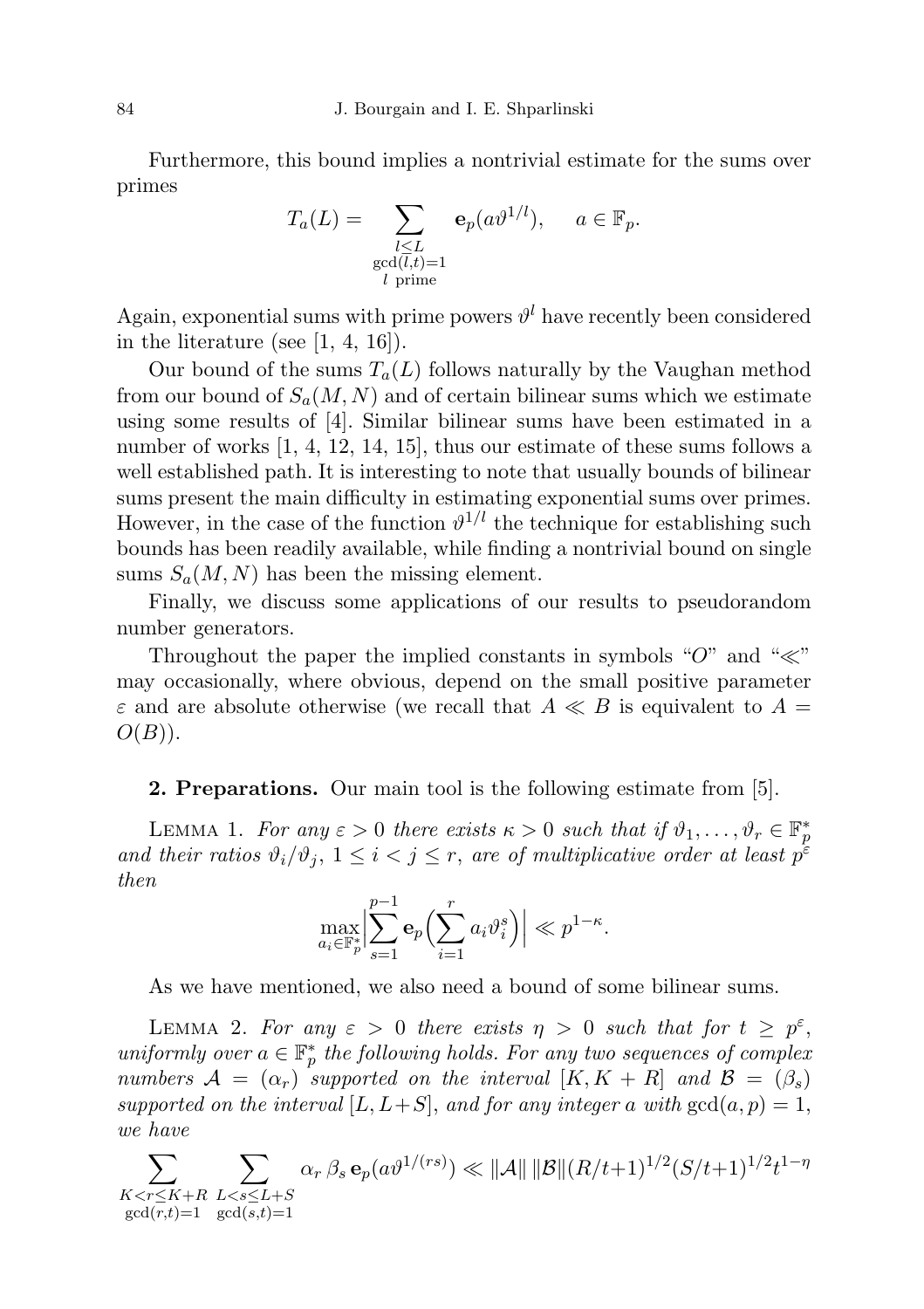Furthermore, this bound implies a nontrivial estimate for the sums over primes

$$T_a(L) = \sum_{\substack{l \le L \\ \gcd(l,t)=1 \\ l \text{ prime}}} \mathbf{e}_p(a\vartheta^{1/l}), \qquad a \in \mathbb{F}_p.$$

Again, exponential sums with prime powers $\vartheta^l$ have recently been considered in the literature (see [1, 4, 16]).

Our bound of the sums $T_a(L)$ follows naturally by the Vaughan method from our bound of $S_a(M,N)$ and of certain bilinear sums which we estimate using some results of [4]. Similar bilinear sums have been estimated in a number of works [1, 4, 12, 14, 15], thus our estimate of these sums follows a well established path. It is interesting to note that usually bounds of bilinear sums present the main difficulty in estimating exponential sums over primes. However, in the case of the function $\vartheta^{1/l}$ the technique for establishing such bounds has been readily available, while finding a nontrivial bound on single sums $S_a(M,N)$ has been the missing element.

Finally, we discuss some applications of our results to pseudorandom number generators.

Throughout the paper the implied constants in symbols "$O$" and "$\ll$" may occasionally, where obvious, depend on the small positive parameter $\varepsilon$ and are absolute otherwise (we recall that $A \ll B$ is equivalent to $A = O(B)$).

**2. Preparations.** Our main tool is the following estimate from [5].

Lemma 1. *For any $\varepsilon > 0$ there exists $\kappa > 0$ such that if $\vartheta_1, \dots, \vartheta_r \in \mathbb{F}_p^*$ and their ratios $\vartheta_i/\vartheta_j$, $1 \le i < j \le r$, are of multiplicative order at least $p^\varepsilon$ then*

$$\max_{a_i \in \mathbb{F}_p^*} \Big| \sum_{s=1}^{p-1} \mathbf{e}_p\Big(\sum_{i=1}^{r} a_i \vartheta_i^s\Big)\Big| \ll p^{1-\kappa}.$$

As we have mentioned, we also need a bound of some bilinear sums.

Lemma 2. *For any $\varepsilon > 0$ there exists $\eta > 0$ such that for $t \ge p^\varepsilon$, uniformly over $a \in \mathbb{F}_p^*$ the following holds. For any two sequences of complex numbers $\mathcal{A} = (\alpha_r)$ supported on the interval $[K, K+R]$ and $\mathcal{B} = (\beta_s)$ supported on the interval $[L, L+S]$, and for any integer $a$ with* $\gcd(a,p) = 1$, *we have*

$$\sum_{\substack{K<r\le K+R \\ \gcd(r,t)=1}} \sum_{\substack{L<s\le L+S \\ \gcd(s,t)=1}} \alpha_r \beta_s \mathbf{e}_p(a\vartheta^{1/(rs)}) \ll \|\mathcal{A}\| \|\mathcal{B}\| (R/t+1)^{1/2} (S/t+1)^{1/2} t^{1-\eta}$$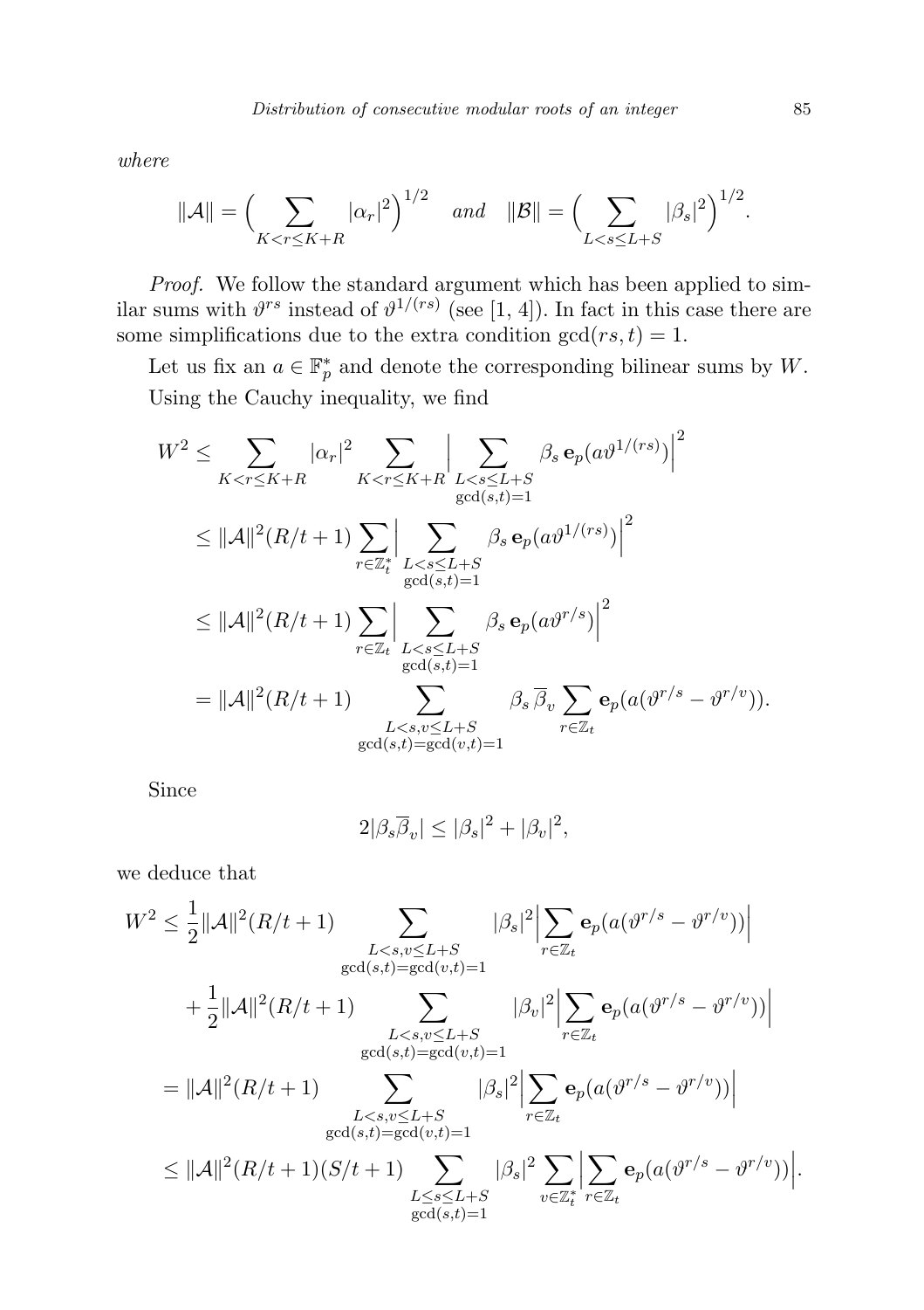*where*

$$\|\mathcal{A}\| = \Big( \sum_{K<r\le K+R} |\alpha_r|^2 \Big)^{1/2} \quad \textit{and} \quad \|\mathcal{B}\| = \Big( \sum_{L<s\le L+S} |\beta_s|^2 \Big)^{1/2}.$$

*Proof.* We follow the standard argument which has been applied to similar sums with $\vartheta^{rs}$ instead of $\vartheta^{1/(rs)}$ (see [1, 4]). In fact in this case there are some simplifications due to the extra condition $\gcd(rs,t) = 1$.

Let us fix an $a \in \mathbb{F}_p^*$ and denote the corresponding bilinear sums by $W$. Using the Cauchy inequality, we find

$$\begin{aligned}
W^2 &\le \sum_{K<r\le K+R} |\alpha_r|^2 \sum_{K<r\le K+R} \Big| \sum_{\substack{L<s\le L+S \\ \gcd(s,t)=1}} \beta_s \, \mathbf{e}_p(a\vartheta^{1/(rs)}) \Big|^2 \\
&\le \|\mathcal{A}\|^2 (R/t+1) \sum_{r\in\mathbb{Z}_t^*} \Big| \sum_{\substack{L<s\le L+S \\ \gcd(s,t)=1}} \beta_s \, \mathbf{e}_p(a\vartheta^{1/(rs)}) \Big|^2 \\
&\le \|\mathcal{A}\|^2 (R/t+1) \sum_{r\in\mathbb{Z}_t} \Big| \sum_{\substack{L<s\le L+S \\ \gcd(s,t)=1}} \beta_s \, \mathbf{e}_p(a\vartheta^{r/s}) \Big|^2 \\
&= \|\mathcal{A}\|^2 (R/t+1) \sum_{\substack{L<s,v\le L+S \\ \gcd(s,t)=\gcd(v,t)=1}} \beta_s \, \overline{\beta}_v \sum_{r\in\mathbb{Z}_t} \mathbf{e}_p(a(\vartheta^{r/s} - \vartheta^{r/v})).
\end{aligned}$$

Since

$$2|\beta_s \overline{\beta}_v| \le |\beta_s|^2 + |\beta_v|^2,$$

we deduce that

$$\begin{aligned}
W^2 &\le \frac{1}{2}\|\mathcal{A}\|^2 (R/t+1) \sum_{\substack{L<s,v\le L+S \\ \gcd(s,t)=\gcd(v,t)=1}} |\beta_s|^2 \Big| \sum_{r\in\mathbb{Z}_t} \mathbf{e}_p(a(\vartheta^{r/s} - \vartheta^{r/v})) \Big| \\
&\quad + \frac{1}{2}\|\mathcal{A}\|^2 (R/t+1) \sum_{\substack{L<s,v\le L+S \\ \gcd(s,t)=\gcd(v,t)=1}} |\beta_v|^2 \Big| \sum_{r\in\mathbb{Z}_t} \mathbf{e}_p(a(\vartheta^{r/s} - \vartheta^{r/v})) \Big| \\
&= \|\mathcal{A}\|^2 (R/t+1) \sum_{\substack{L<s,v\le L+S \\ \gcd(s,t)=\gcd(v,t)=1}} |\beta_s|^2 \Big| \sum_{r\in\mathbb{Z}_t} \mathbf{e}_p(a(\vartheta^{r/s} - \vartheta^{r/v})) \Big| \\
&\le \|\mathcal{A}\|^2 (R/t+1)(S/t+1) \sum_{\substack{L\le s\le L+S \\ \gcd(s,t)=1}} |\beta_s|^2 \sum_{v\in\mathbb{Z}_t^*} \Big| \sum_{r\in\mathbb{Z}_t} \mathbf{e}_p(a(\vartheta^{r/s} - \vartheta^{r/v})) \Big|.
\end{aligned}$$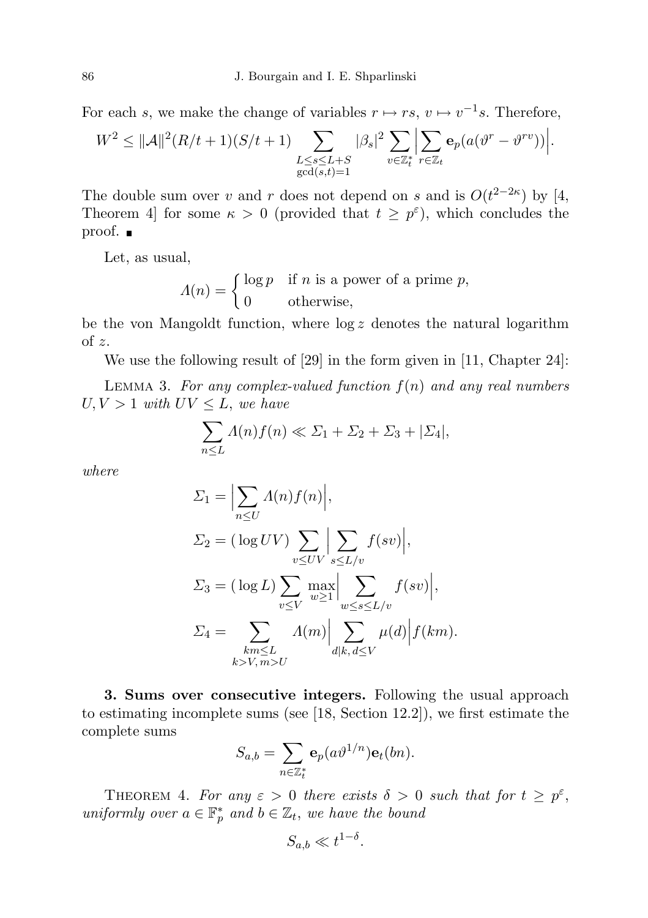For each $s$, we make the change of variables $r \mapsto rs$, $v \mapsto v^{-1}s$. Therefore,

$$W^2 \le \|\mathcal{A}\|^2 (R/t+1)(S/t+1) \sum_{\substack{L \le s \le L+S \\ \gcd(s,t)=1}} |\beta_s|^2 \sum_{v \in \mathbb{Z}_t^*} \Big| \sum_{r \in \mathbb{Z}_t} \mathbf{e}_p(a(\vartheta^r - \vartheta^{rv})) \Big|.$$

The double sum over $v$ and $r$ does not depend on $s$ and is $O(t^{2-2\kappa})$ by [4, Theorem 4] for some $\kappa > 0$ (provided that $t \ge p^{\varepsilon}$), which concludes the proof. ∎

Let, as usual,

$$\Lambda(n) = \begin{cases} \log p & \text{if } n \text{ is a power of a prime } p, \\ 0 & \text{otherwise,} \end{cases}$$

be the von Mangoldt function, where $\log z$ denotes the natural logarithm of $z$.

We use the following result of [29] in the form given in [11, Chapter 24]:

Lemma 3. *For any complex-valued function $f(n)$ and any real numbers $U, V > 1$ with $UV \le L$, we have*

$$\sum_{n \le L} \Lambda(n) f(n) \ll \Sigma_1 + \Sigma_2 + \Sigma_3 + |\Sigma_4|,$$

*where*

$$\begin{aligned}
\Sigma_1 &= \Big| \sum_{n \le U} \Lambda(n) f(n) \Big|, \\
\Sigma_2 &= (\log UV) \sum_{v \le UV} \Big| \sum_{s \le L/v} f(sv) \Big|, \\
\Sigma_3 &= (\log L) \sum_{v \le V} \max_{w \ge 1} \Big| \sum_{w \le s \le L/v} f(sv) \Big|, \\
\Sigma_4 &= \sum_{\substack{km \le L \\ k > V,\, m > U}} \Lambda(m) \Big| \sum_{d \mid k,\, d \le V} \mu(d) \Big| f(km).
\end{aligned}$$

**3. Sums over consecutive integers.** Following the usual approach to estimating incomplete sums (see [18, Section 12.2]), we first estimate the complete sums

$$S_{a,b} = \sum_{n \in \mathbb{Z}_t^*} \mathbf{e}_p(a\vartheta^{1/n}) \mathbf{e}_t(bn).$$

Theorem 4. *For any $\varepsilon > 0$ there exists $\delta > 0$ such that for $t \ge p^{\varepsilon}$, uniformly over $a \in \mathbb{F}_p^*$ and $b \in \mathbb{Z}_t$, we have the bound*

$$S_{a,b} \ll t^{1-\delta}.$$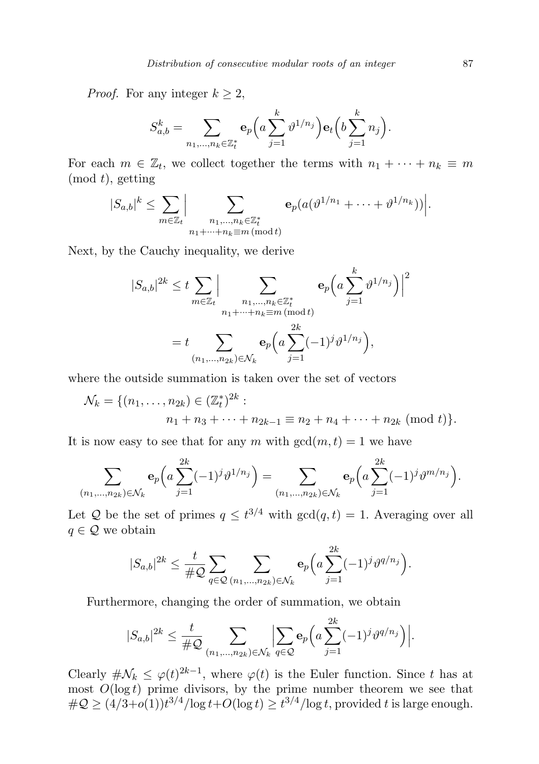*Proof.* For any integer $k \geq 2$,

$$S_{a,b}^k = \sum_{n_1,\dots,n_k \in \mathbb{Z}_t^*} \mathbf{e}_p\Big(a\sum_{j=1}^k \vartheta^{1/n_j}\Big)\mathbf{e}_t\Big(b\sum_{j=1}^k n_j\Big).$$

For each $m \in \mathbb{Z}_t$, we collect together the terms with $n_1 + \dots + n_k \equiv m \pmod t$, getting

$$|S_{a,b}|^k \leq \sum_{m\in\mathbb{Z}_t}\Big|\sum_{\substack{n_1,\dots,n_k\in\mathbb{Z}_t^*\\ n_1+\dots+n_k\equiv m \,(\mathrm{mod}\, t)}} \mathbf{e}_p(a(\vartheta^{1/n_1}+\dots+\vartheta^{1/n_k}))\Big|.$$

Next, by the Cauchy inequality, we derive

$$\begin{aligned}
|S_{a,b}|^{2k} &\leq t\sum_{m\in\mathbb{Z}_t}\Big|\sum_{\substack{n_1,\dots,n_k\in\mathbb{Z}_t^*\\ n_1+\dots+n_k\equiv m \,(\mathrm{mod}\, t)}} \mathbf{e}_p\Big(a\sum_{j=1}^k \vartheta^{1/n_j}\Big)\Big|^2\\
&= t\sum_{(n_1,\dots,n_{2k})\in\mathcal{N}_k} \mathbf{e}_p\Big(a\sum_{j=1}^{2k}(-1)^j\vartheta^{1/n_j}\Big),
\end{aligned}$$

where the outside summation is taken over the set of vectors

$$\begin{aligned}
\mathcal{N}_k = \{&(n_1,\dots,n_{2k}) \in (\mathbb{Z}_t^*)^{2k} :\\
&n_1+n_3+\dots+n_{2k-1} \equiv n_2+n_4+\dots+n_{2k} \pmod t\}.
\end{aligned}$$

It is now easy to see that for any $m$ with $\gcd(m,t) = 1$ we have

$$\sum_{(n_1,\dots,n_{2k})\in\mathcal{N}_k} \mathbf{e}_p\Big(a\sum_{j=1}^{2k}(-1)^j\vartheta^{1/n_j}\Big) = \sum_{(n_1,\dots,n_{2k})\in\mathcal{N}_k} \mathbf{e}_p\Big(a\sum_{j=1}^{2k}(-1)^j\vartheta^{m/n_j}\Big).$$

Let $\mathcal{Q}$ be the set of primes $q \leq t^{3/4}$ with $\gcd(q,t) = 1$. Averaging over all $q \in \mathcal{Q}$ we obtain

$$|S_{a,b}|^{2k} \leq \frac{t}{\#\mathcal{Q}}\sum_{q\in\mathcal{Q}}\sum_{(n_1,\dots,n_{2k})\in\mathcal{N}_k} \mathbf{e}_p\Big(a\sum_{j=1}^{2k}(-1)^j\vartheta^{q/n_j}\Big).$$

Furthermore, changing the order of summation, we obtain

$$|S_{a,b}|^{2k} \leq \frac{t}{\#\mathcal{Q}}\sum_{(n_1,\dots,n_{2k})\in\mathcal{N}_k}\Big|\sum_{q\in\mathcal{Q}} \mathbf{e}_p\Big(a\sum_{j=1}^{2k}(-1)^j\vartheta^{q/n_j}\Big)\Big|.$$

Clearly $\#\mathcal{N}_k \leq \varphi(t)^{2k-1}$, where $\varphi(t)$ is the Euler function. Since $t$ has at most $O(\log t)$ prime divisors, by the prime number theorem we see that $\#\mathcal{Q} \geq (4/3+o(1))t^{3/4}/\log t + O(\log t) \geq t^{3/4}/\log t$, provided $t$ is large enough.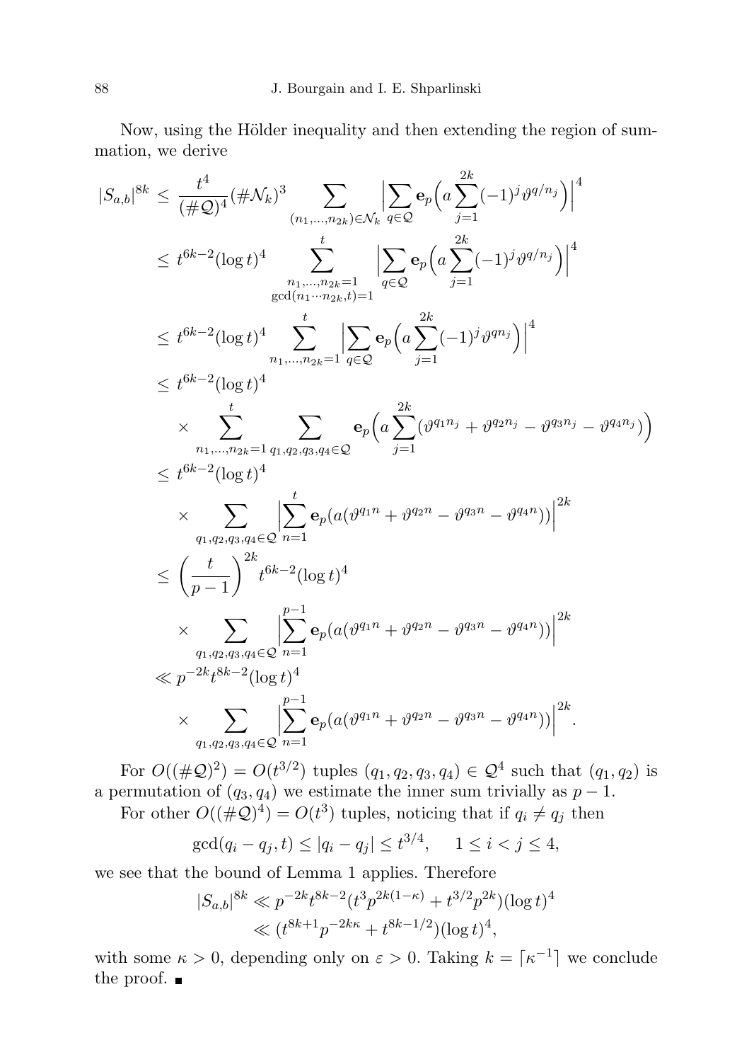Now, using the Hölder inequality and then extending the region of summation, we derive

$$
\begin{aligned}
|S_{a,b}|^{8k} &\le \frac{t^4}{(\#\mathcal{Q})^4}(\#\mathcal{N}_k)^3 \sum_{(n_1,\dots,n_{2k})\in\mathcal{N}_k} \Big|\sum_{q\in\mathcal{Q}} \mathbf{e}_p\Big(a\sum_{j=1}^{2k}(-1)^j\vartheta^{q/n_j}\Big)\Big|^4 \\
&\le t^{6k-2}(\log t)^4 \sum_{\substack{n_1,\dots,n_{2k}=1\\ \gcd(n_1\cdots n_{2k},t)=1}}^{t} \Big|\sum_{q\in\mathcal{Q}} \mathbf{e}_p\Big(a\sum_{j=1}^{2k}(-1)^j\vartheta^{q/n_j}\Big)\Big|^4 \\
&\le t^{6k-2}(\log t)^4 \sum_{n_1,\dots,n_{2k}=1}^{t} \Big|\sum_{q\in\mathcal{Q}} \mathbf{e}_p\Big(a\sum_{j=1}^{2k}(-1)^j\vartheta^{qn_j}\Big)\Big|^4 \\
&\le t^{6k-2}(\log t)^4 \\
&\quad \times \sum_{n_1,\dots,n_{2k}=1}^{t} \sum_{q_1,q_2,q_3,q_4\in\mathcal{Q}} \mathbf{e}_p\Big(a\sum_{j=1}^{2k}(\vartheta^{q_1n_j}+\vartheta^{q_2n_j}-\vartheta^{q_3n_j}-\vartheta^{q_4n_j})\Big) \\
&\le t^{6k-2}(\log t)^4 \\
&\quad \times \sum_{q_1,q_2,q_3,q_4\in\mathcal{Q}} \Big|\sum_{n=1}^{t} \mathbf{e}_p(a(\vartheta^{q_1n}+\vartheta^{q_2n}-\vartheta^{q_3n}-\vartheta^{q_4n}))\Big|^{2k} \\
&\le \left(\frac{t}{p-1}\right)^{2k} t^{6k-2}(\log t)^4 \\
&\quad \times \sum_{q_1,q_2,q_3,q_4\in\mathcal{Q}} \Big|\sum_{n=1}^{p-1} \mathbf{e}_p(a(\vartheta^{q_1n}+\vartheta^{q_2n}-\vartheta^{q_3n}-\vartheta^{q_4n}))\Big|^{2k} \\
&\ll p^{-2k}t^{8k-2}(\log t)^4 \\
&\quad \times \sum_{q_1,q_2,q_3,q_4\in\mathcal{Q}} \Big|\sum_{n=1}^{p-1} \mathbf{e}_p(a(\vartheta^{q_1n}+\vartheta^{q_2n}-\vartheta^{q_3n}-\vartheta^{q_4n}))\Big|^{2k}.
\end{aligned}
$$

For $O((\#\mathcal{Q})^2) = O(t^{3/2})$ tuples $(q_1,q_2,q_3,q_4)\in\mathcal{Q}^4$ such that $(q_1,q_2)$ is a permutation of $(q_3,q_4)$ we estimate the inner sum trivially as $p-1$.

For other $O((\#\mathcal{Q})^4) = O(t^3)$ tuples, noticing that if $q_i \ne q_j$ then

$$
\gcd(q_i-q_j,t) \le |q_i-q_j| \le t^{3/4}, \qquad 1\le i<j\le 4,
$$

we see that the bound of Lemma 1 applies. Therefore

$$
\begin{aligned}
|S_{a,b}|^{8k} &\ll p^{-2k}t^{8k-2}(t^3p^{2k(1-\kappa)} + t^{3/2}p^{2k})(\log t)^4 \\
&\ll (t^{8k+1}p^{-2k\kappa} + t^{8k-1/2})(\log t)^4,
\end{aligned}
$$

with some $\kappa>0$, depending only on $\varepsilon>0$. Taking $k=\lceil\kappa^{-1}\rceil$ we conclude the proof. ∎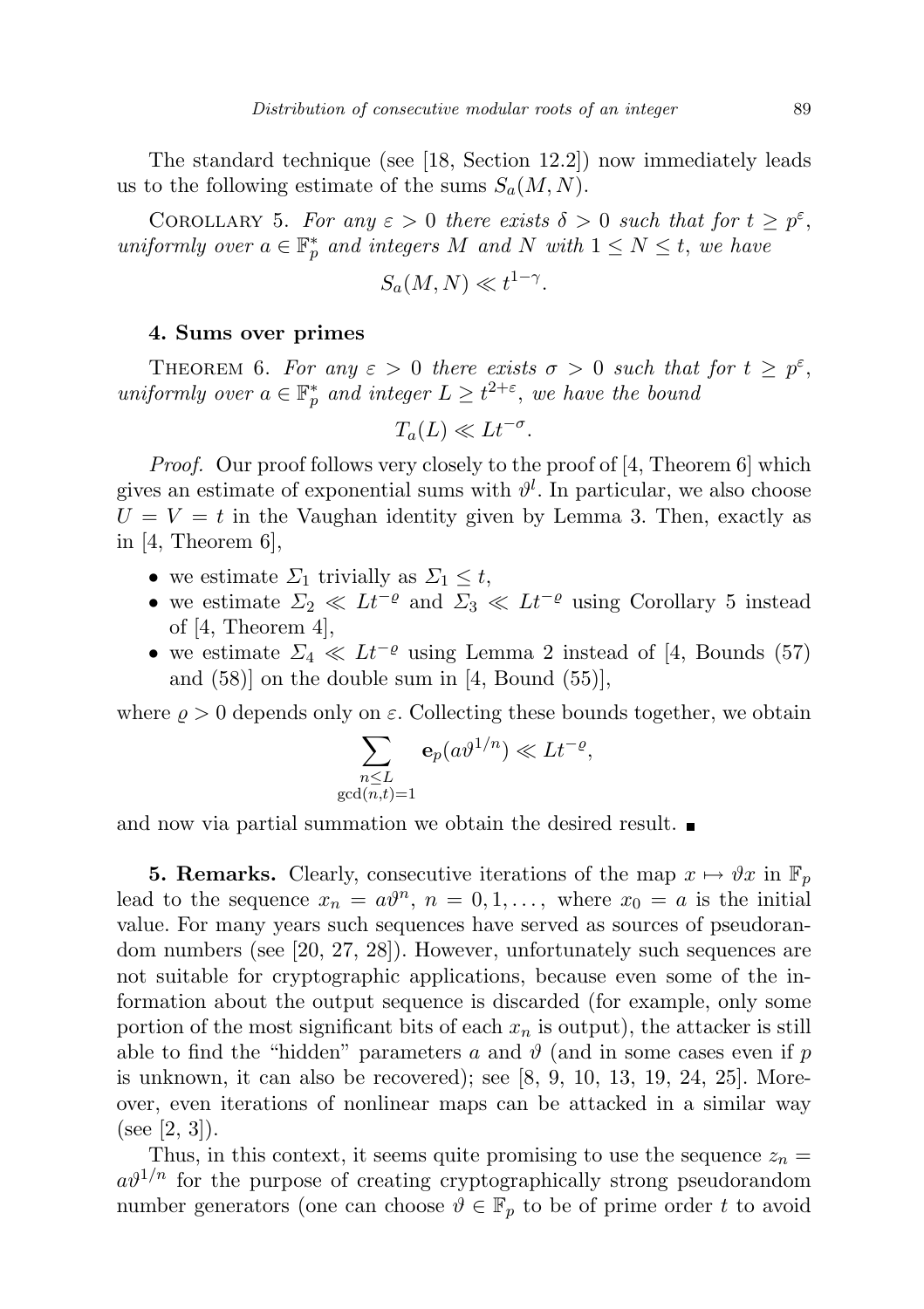The standard technique (see [18, Section 12.2]) now immediately leads us to the following estimate of the sums $S_a(M,N)$.

Corollary 5. *For any $\varepsilon > 0$ there exists $\delta > 0$ such that for $t \ge p^{\varepsilon}$, uniformly over $a \in \mathbb{F}_p^*$ and integers $M$ and $N$ with $1 \le N \le t$, we have*

$$S_a(M,N) \ll t^{1-\gamma}.$$

**4. Sums over primes**

Theorem 6. *For any $\varepsilon > 0$ there exists $\sigma > 0$ such that for $t \ge p^{\varepsilon}$, uniformly over $a \in \mathbb{F}_p^*$ and integer $L \ge t^{2+\varepsilon}$, we have the bound*

$$T_a(L) \ll L t^{-\sigma}.$$

*Proof.* Our proof follows very closely to the proof of [4, Theorem 6] which gives an estimate of exponential sums with $\vartheta^l$. In particular, we also choose $U = V = t$ in the Vaughan identity given by Lemma 3. Then, exactly as in [4, Theorem 6],

- we estimate $\Sigma_1$ trivially as $\Sigma_1 \le t$,
- we estimate $\Sigma_2 \ll Lt^{-\varrho}$ and $\Sigma_3 \ll Lt^{-\varrho}$ using Corollary 5 instead of [4, Theorem 4],
- we estimate $\Sigma_4 \ll Lt^{-\varrho}$ using Lemma 2 instead of [4, Bounds (57) and (58)] on the double sum in [4, Bound (55)],

where $\varrho > 0$ depends only on $\varepsilon$. Collecting these bounds together, we obtain

$$\sum_{\substack{n \le L\\ \gcd(n,t)=1}} \mathbf{e}_p(a\vartheta^{1/n}) \ll Lt^{-\varrho},$$

and now via partial summation we obtain the desired result. ■

**5. Remarks.** Clearly, consecutive iterations of the map $x \mapsto \vartheta x$ in $\mathbb{F}_p$ lead to the sequence $x_n = a\vartheta^n$, $n = 0, 1, \ldots$, where $x_0 = a$ is the initial value. For many years such sequences have served as sources of pseudorandom numbers (see [20, 27, 28]). However, unfortunately such sequences are not suitable for cryptographic applications, because even some of the information about the output sequence is discarded (for example, only some portion of the most significant bits of each $x_n$ is output), the attacker is still able to find the "hidden" parameters $a$ and $\vartheta$ (and in some cases even if $p$ is unknown, it can also be recovered); see [8, 9, 10, 13, 19, 24, 25]. Moreover, even iterations of nonlinear maps can be attacked in a similar way (see [2, 3]).

Thus, in this context, it seems quite promising to use the sequence $z_n = a\vartheta^{1/n}$ for the purpose of creating cryptographically strong pseudorandom number generators (one can choose $\vartheta \in \mathbb{F}_p$ to be of prime order $t$ to avoid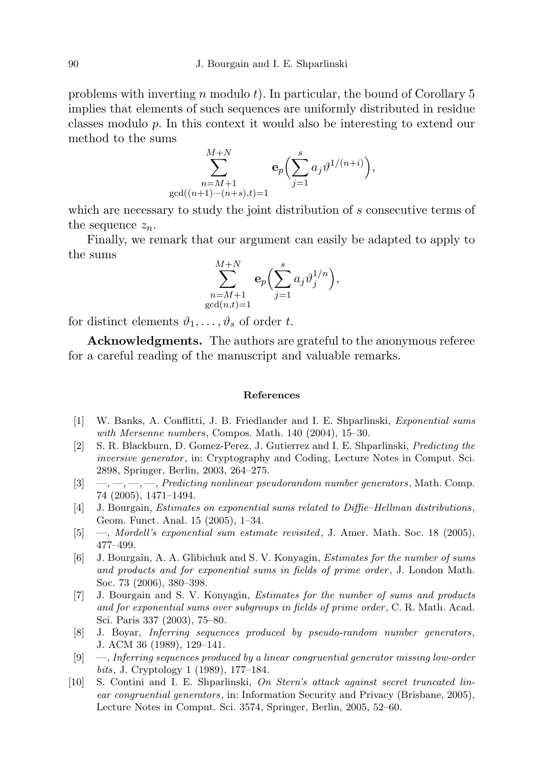problems with inverting $n$ modulo $t$). In particular, the bound of Corollary 5 implies that elements of such sequences are uniformly distributed in residue classes modulo $p$. In this context it would also be interesting to extend our method to the sums

$$\sum_{\substack{n=M+1 \\ \gcd((n+1)\cdots(n+s),t)=1}}^{M+N} \mathbf{e}_p\Big(\sum_{j=1}^{s} a_j \vartheta^{1/(n+i)}\Big),$$

which are necessary to study the joint distribution of $s$ consecutive terms of the sequence $z_n$.

Finally, we remark that our argument can easily be adapted to apply to the sums

$$\sum_{\substack{n=M+1 \\ \gcd(n,t)=1}}^{M+N} \mathbf{e}_p\Big(\sum_{j=1}^{s} a_j \vartheta_j^{1/n}\Big),$$

for distinct elements $\vartheta_1, \ldots, \vartheta_s$ of order $t$.

**Acknowledgments.** The authors are grateful to the anonymous referee for a careful reading of the manuscript and valuable remarks.

## References

[1] W. Banks, A. Conflitti, J. B. Friedlander and I. E. Shparlinski, *Exponential sums with Mersenne numbers*, Compos. Math. 140 (2004), 15–30.

[2] S. R. Blackburn, D. Gomez-Perez, J. Gutierrez and I. E. Shparlinski, *Predicting the inversive generator*, in: Cryptography and Coding, Lecture Notes in Comput. Sci. 2898, Springer, Berlin, 2003, 264–275.

[3] —, —, —, —, *Predicting nonlinear pseudorandom number generators*, Math. Comp. 74 (2005), 1471–1494.

[4] J. Bourgain, *Estimates on exponential sums related to Diffie–Hellman distributions*, Geom. Funct. Anal. 15 (2005), 1–34.

[5] —, *Mordell's exponential sum estimate revisited*, J. Amer. Math. Soc. 18 (2005), 477–499.

[6] J. Bourgain, A. A. Glibichuk and S. V. Konyagin, *Estimates for the number of sums and products and for exponential sums in fields of prime order*, J. London Math. Soc. 73 (2006), 380–398.

[7] J. Bourgain and S. V. Konyagin, *Estimates for the number of sums and products and for exponential sums over subgroups in fields of prime order*, C. R. Math. Acad. Sci. Paris 337 (2003), 75–80.

[8] J. Boyar, *Inferring sequences produced by pseudo-random number generators*, J. ACM 36 (1989), 129–141.

[9] —, *Inferring sequences produced by a linear congruential generator missing low-order bits*, J. Cryptology 1 (1989), 177–184.

[10] S. Contini and I. E. Shparlinski, *On Stern's attack against secret truncated linear congruential generators*, in: Information Security and Privacy (Brisbane, 2005), Lecture Notes in Comput. Sci. 3574, Springer, Berlin, 2005, 52–60.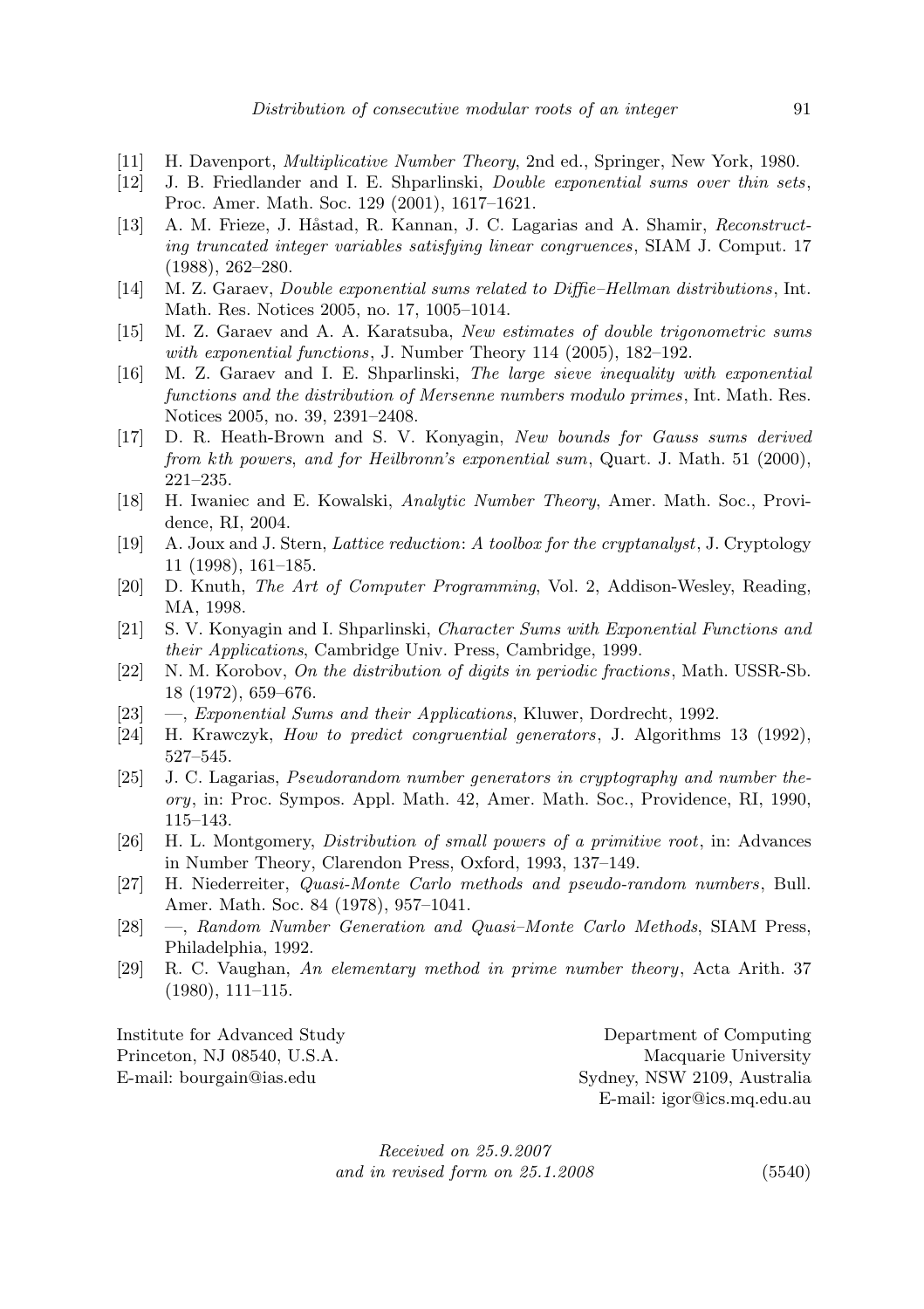[11] H. Davenport, *Multiplicative Number Theory*, 2nd ed., Springer, New York, 1980.

[12] J. B. Friedlander and I. E. Shparlinski, *Double exponential sums over thin sets*, Proc. Amer. Math. Soc. 129 (2001), 1617–1621.

[13] A. M. Frieze, J. Håstad, R. Kannan, J. C. Lagarias and A. Shamir, *Reconstructing truncated integer variables satisfying linear congruences*, SIAM J. Comput. 17 (1988), 262–280.

[14] M. Z. Garaev, *Double exponential sums related to Diffie–Hellman distributions*, Int. Math. Res. Notices 2005, no. 17, 1005–1014.

[15] M. Z. Garaev and A. A. Karatsuba, *New estimates of double trigonometric sums with exponential functions*, J. Number Theory 114 (2005), 182–192.

[16] M. Z. Garaev and I. E. Shparlinski, *The large sieve inequality with exponential functions and the distribution of Mersenne numbers modulo primes*, Int. Math. Res. Notices 2005, no. 39, 2391–2408.

[17] D. R. Heath-Brown and S. V. Konyagin, *New bounds for Gauss sums derived from kth powers, and for Heilbronn's exponential sum*, Quart. J. Math. 51 (2000), 221–235.

[18] H. Iwaniec and E. Kowalski, *Analytic Number Theory*, Amer. Math. Soc., Providence, RI, 2004.

[19] A. Joux and J. Stern, *Lattice reduction: A toolbox for the cryptanalyst*, J. Cryptology 11 (1998), 161–185.

[20] D. Knuth, *The Art of Computer Programming*, Vol. 2, Addison-Wesley, Reading, MA, 1998.

[21] S. V. Konyagin and I. Shparlinski, *Character Sums with Exponential Functions and their Applications*, Cambridge Univ. Press, Cambridge, 1999.

[22] N. M. Korobov, *On the distribution of digits in periodic fractions*, Math. USSR-Sb. 18 (1972), 659–676.

[23] —, *Exponential Sums and their Applications*, Kluwer, Dordrecht, 1992.

[24] H. Krawczyk, *How to predict congruential generators*, J. Algorithms 13 (1992), 527–545.

[25] J. C. Lagarias, *Pseudorandom number generators in cryptography and number theory*, in: Proc. Sympos. Appl. Math. 42, Amer. Math. Soc., Providence, RI, 1990, 115–143.

[26] H. L. Montgomery, *Distribution of small powers of a primitive root*, in: Advances in Number Theory, Clarendon Press, Oxford, 1993, 137–149.

[27] H. Niederreiter, *Quasi-Monte Carlo methods and pseudo-random numbers*, Bull. Amer. Math. Soc. 84 (1978), 957–1041.

[28] —, *Random Number Generation and Quasi–Monte Carlo Methods*, SIAM Press, Philadelphia, 1992.

[29] R. C. Vaughan, *An elementary method in prime number theory*, Acta Arith. 37 (1980), 111–115.

Institute for Advanced Study
Princeton, NJ 08540, U.S.A.
E-mail: bourgain@ias.edu

Department of Computing
Macquarie University
Sydney, NSW 2109, Australia
E-mail: igor@ics.mq.edu.au

*Received on 25.9.2007*
*and in revised form on 25.1.2008* (5540)